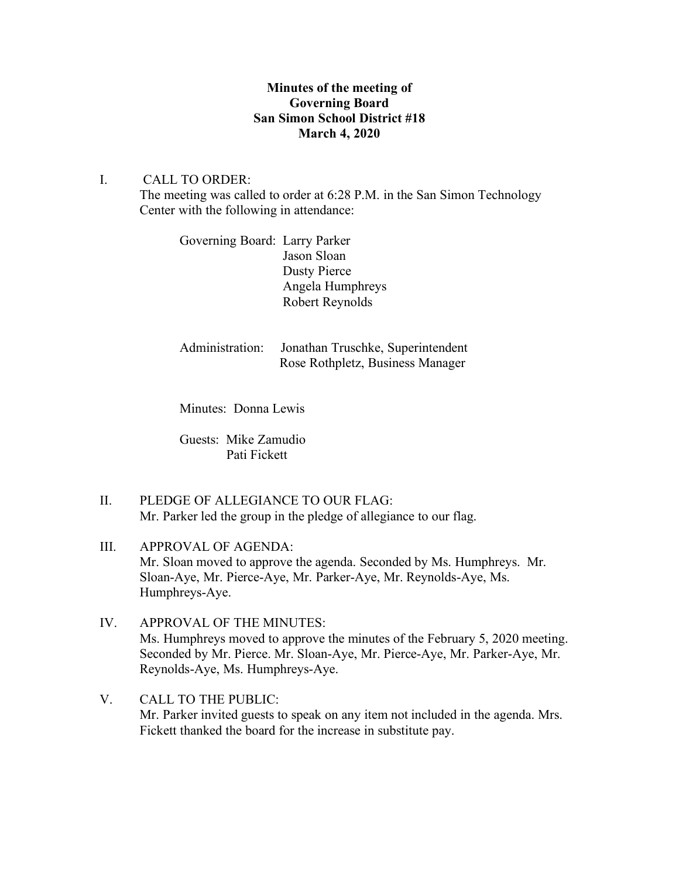**Minutes of the meeting of**
**Governing Board**
**San Simon School District #18**
**March 4, 2020**

I. CALL TO ORDER:
The meeting was called to order at 6:28 P.M. in the San Simon Technology Center with the following in attendance:

Governing Board: Larry Parker
Jason Sloan
Dusty Pierce
Angela Humphreys
Robert Reynolds

Administration: Jonathan Truschke, Superintendent
Rose Rothpletz, Business Manager

Minutes: Donna Lewis

Guests: Mike Zamudio
Pati Fickett

II. PLEDGE OF ALLEGIANCE TO OUR FLAG:
Mr. Parker led the group in the pledge of allegiance to our flag.

III. APPROVAL OF AGENDA:
Mr. Sloan moved to approve the agenda. Seconded by Ms. Humphreys. Mr. Sloan-Aye, Mr. Pierce-Aye, Mr. Parker-Aye, Mr. Reynolds-Aye, Ms. Humphreys-Aye.

IV. APPROVAL OF THE MINUTES:
Ms. Humphreys moved to approve the minutes of the February 5, 2020 meeting. Seconded by Mr. Pierce. Mr. Sloan-Aye, Mr. Pierce-Aye, Mr. Parker-Aye, Mr. Reynolds-Aye, Ms. Humphreys-Aye.

V. CALL TO THE PUBLIC:
Mr. Parker invited guests to speak on any item not included in the agenda. Mrs. Fickett thanked the board for the increase in substitute pay.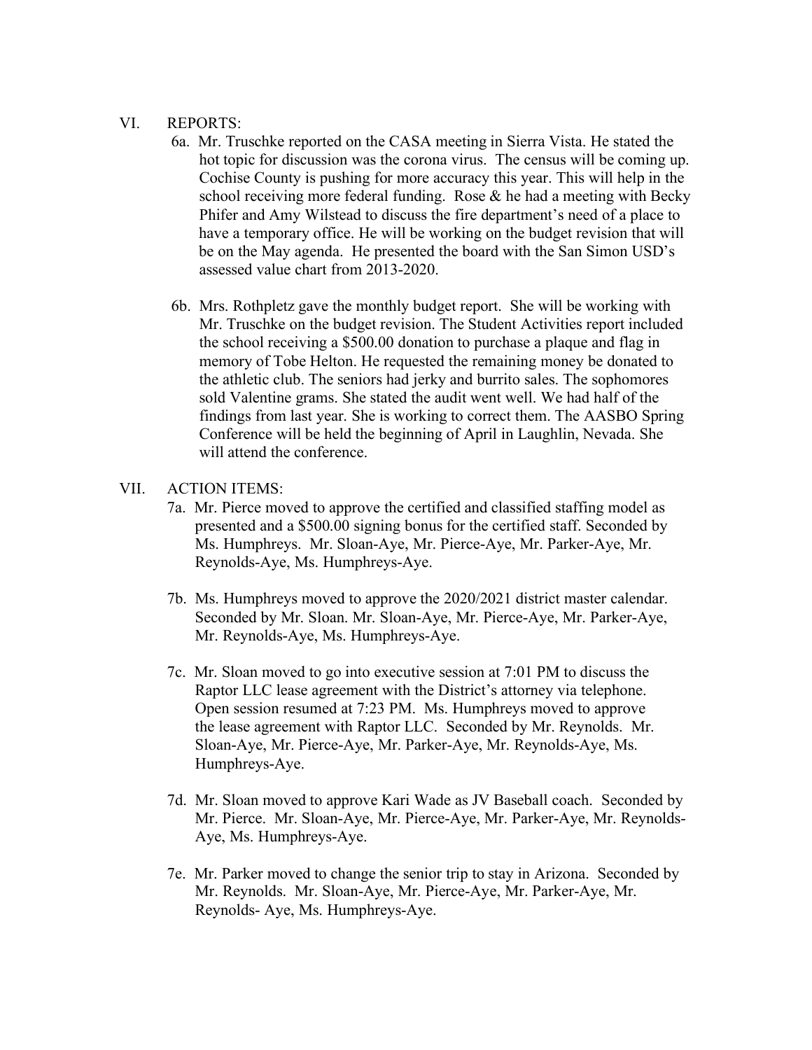## VI. REPORTS:

6a. Mr. Truschke reported on the CASA meeting in Sierra Vista. He stated the hot topic for discussion was the corona virus. The census will be coming up. Cochise County is pushing for more accuracy this year. This will help in the school receiving more federal funding. Rose & he had a meeting with Becky Phifer and Amy Wilstead to discuss the fire department's need of a place to have a temporary office. He will be working on the budget revision that will be on the May agenda. He presented the board with the San Simon USD's assessed value chart from 2013-2020.

6b. Mrs. Rothpletz gave the monthly budget report. She will be working with Mr. Truschke on the budget revision. The Student Activities report included the school receiving a $500.00 donation to purchase a plaque and flag in memory of Tobe Helton. He requested the remaining money be donated to the athletic club. The seniors had jerky and burrito sales. The sophomores sold Valentine grams. She stated the audit went well. We had half of the findings from last year. She is working to correct them. The AASBO Spring Conference will be held the beginning of April in Laughlin, Nevada. She will attend the conference.

## VII. ACTION ITEMS:

7a. Mr. Pierce moved to approve the certified and classified staffing model as presented and a $500.00 signing bonus for the certified staff. Seconded by Ms. Humphreys. Mr. Sloan-Aye, Mr. Pierce-Aye, Mr. Parker-Aye, Mr. Reynolds-Aye, Ms. Humphreys-Aye.

7b. Ms. Humphreys moved to approve the 2020/2021 district master calendar. Seconded by Mr. Sloan. Mr. Sloan-Aye, Mr. Pierce-Aye, Mr. Parker-Aye, Mr. Reynolds-Aye, Ms. Humphreys-Aye.

7c. Mr. Sloan moved to go into executive session at 7:01 PM to discuss the Raptor LLC lease agreement with the District's attorney via telephone. Open session resumed at 7:23 PM. Ms. Humphreys moved to approve the lease agreement with Raptor LLC. Seconded by Mr. Reynolds. Mr. Sloan-Aye, Mr. Pierce-Aye, Mr. Parker-Aye, Mr. Reynolds-Aye, Ms. Humphreys-Aye.

7d. Mr. Sloan moved to approve Kari Wade as JV Baseball coach. Seconded by Mr. Pierce. Mr. Sloan-Aye, Mr. Pierce-Aye, Mr. Parker-Aye, Mr. Reynolds-Aye, Ms. Humphreys-Aye.

7e. Mr. Parker moved to change the senior trip to stay in Arizona. Seconded by Mr. Reynolds. Mr. Sloan-Aye, Mr. Pierce-Aye, Mr. Parker-Aye, Mr. Reynolds- Aye, Ms. Humphreys-Aye.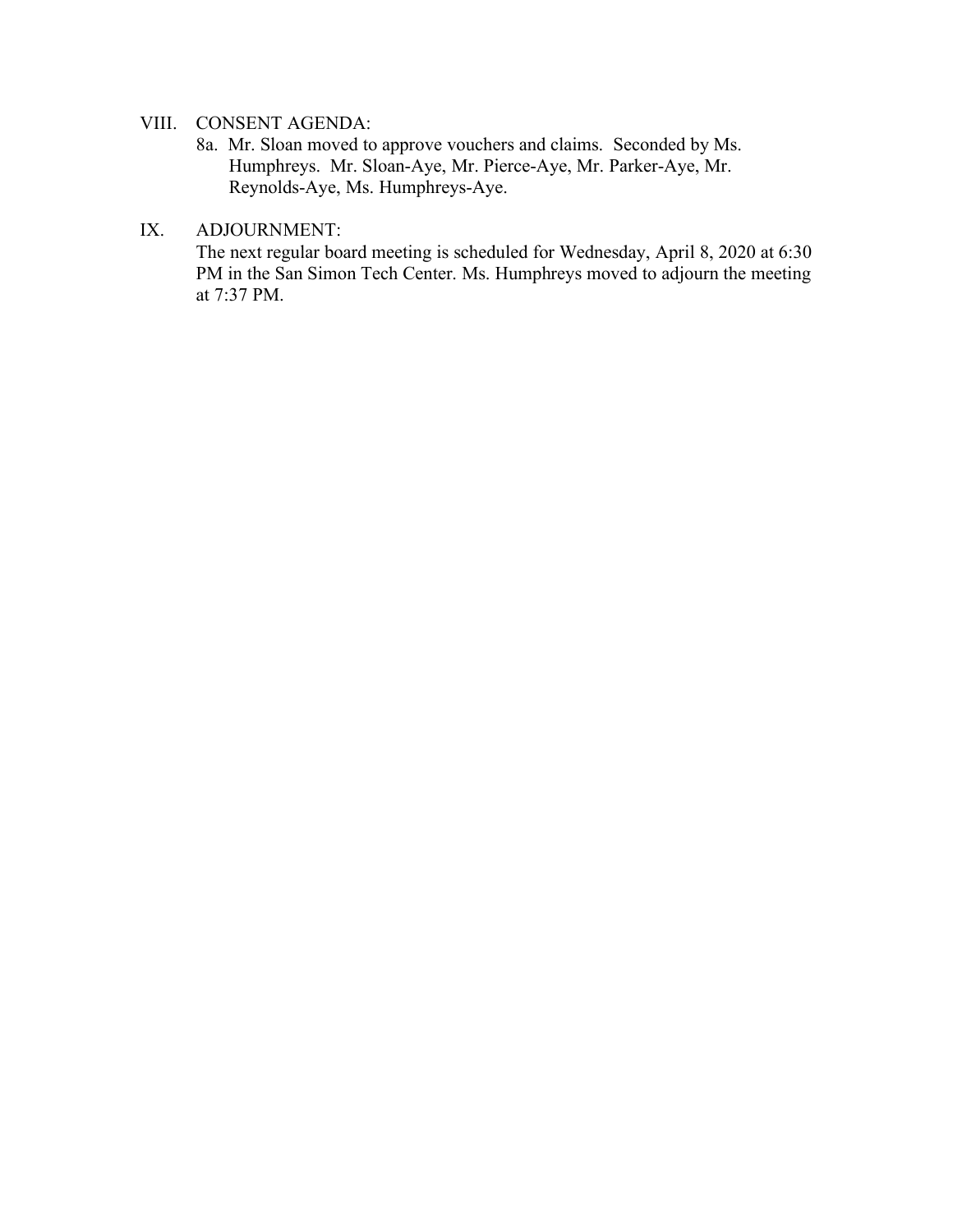VIII. CONSENT AGENDA:

8a. Mr. Sloan moved to approve vouchers and claims. Seconded by Ms. Humphreys. Mr. Sloan-Aye, Mr. Pierce-Aye, Mr. Parker-Aye, Mr. Reynolds-Aye, Ms. Humphreys-Aye.

IX. ADJOURNMENT:

The next regular board meeting is scheduled for Wednesday, April 8, 2020 at 6:30 PM in the San Simon Tech Center. Ms. Humphreys moved to adjourn the meeting at 7:37 PM.